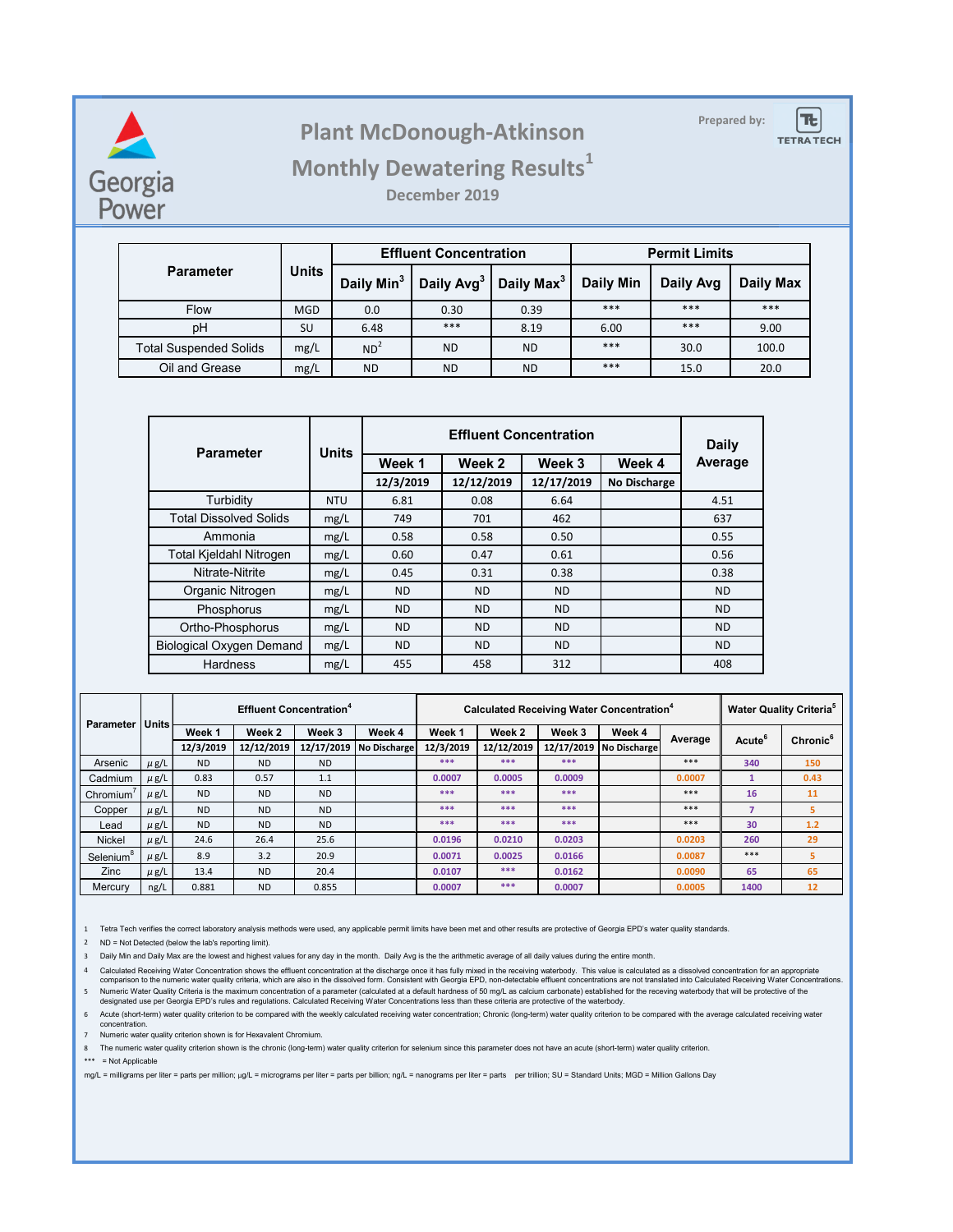Georgia Power

# Plant McDonough-Atkinson

## Monthly Dewatering Results[1]

### December 2019

Prepared by: TETRA TECH

| Parameter | Units | Effluent Concentration | | | Permit Limits | | |
|---|---|---|---|---|---|---|---|
| | | Daily Min[3] | Daily Avg[3] | Daily Max[3] | Daily Min | Daily Avg | Daily Max |
| Flow | MGD | 0.0 | 0.30 | 0.39 | *** | *** | *** |
| pH | SU | 6.48 | *** | 8.19 | 6.00 | *** | 9.00 |
| Total Suspended Solids | mg/L | ND[2] | ND | ND | *** | 30.0 | 100.0 |
| Oil and Grease | mg/L | ND | ND | ND | *** | 15.0 | 20.0 |

| Parameter | Units | Effluent Concentration | | | | Daily Average |
|---|---|---|---|---|---|---|
| | | Week 1 | Week 2 | Week 3 | Week 4 | |
| | | 12/3/2019 | 12/12/2019 | 12/17/2019 | No Discharge | |
| Turbidity | NTU | 6.81 | 0.08 | 6.64 | | 4.51 |
| Total Dissolved Solids | mg/L | 749 | 701 | 462 | | 637 |
| Ammonia | mg/L | 0.58 | 0.58 | 0.50 | | 0.55 |
| Total Kjeldahl Nitrogen | mg/L | 0.60 | 0.47 | 0.61 | | 0.56 |
| Nitrate-Nitrite | mg/L | 0.45 | 0.31 | 0.38 | | 0.38 |
| Organic Nitrogen | mg/L | ND | ND | ND | | ND |
| Phosphorus | mg/L | ND | ND | ND | | ND |
| Ortho-Phosphorus | mg/L | ND | ND | ND | | ND |
| Biological Oxygen Demand | mg/L | ND | ND | ND | | ND |
| Hardness | mg/L | 455 | 458 | 312 | | 408 |

| Parameter | Units | Effluent Concentration[4] | | | | Calculated Receiving Water Concentration[4] | | | | | Water Quality Criteria[5] | |
|---|---|---|---|---|---|---|---|---|---|---|---|---|
| | | Week 1 | Week 2 | Week 3 | Week 4 | Week 1 | Week 2 | Week 3 | Week 4 | Average | Acute[6] | Chronic[6] |
| | | 12/3/2019 | 12/12/2019 | 12/17/2019 | No Discharge | 12/3/2019 | 12/12/2019 | 12/17/2019 | No Discharge | | | |
| Arsenic | μg/L | ND | ND | ND | | *** | *** | *** | | *** | 340 | 150 |
| Cadmium | μg/L | 0.83 | 0.57 | 1.1 | | 0.0007 | 0.0005 | 0.0009 | | 0.0007 | 1 | 0.43 |
| Chromium[7] | μg/L | ND | ND | ND | | *** | *** | *** | | *** | 16 | 11 |
| Copper | μg/L | ND | ND | ND | | *** | *** | *** | | *** | 7 | 5 |
| Lead | μg/L | ND | ND | ND | | *** | *** | *** | | *** | 30 | 1.2 |
| Nickel | μg/L | 24.6 | 26.4 | 25.6 | | 0.0196 | 0.0210 | 0.0203 | | 0.0203 | 260 | 29 |
| Selenium[8] | μg/L | 8.9 | 3.2 | 20.9 | | 0.0071 | 0.0025 | 0.0166 | | 0.0087 | *** | 5 |
| Zinc | μg/L | 13.4 | ND | 20.4 | | 0.0107 | *** | 0.0162 | | 0.0090 | 65 | 65 |
| Mercury | ng/L | 0.881 | ND | 0.855 | | 0.0007 | *** | 0.0007 | | 0.0005 | 1400 | 12 |

1 Tetra Tech verifies the correct laboratory analysis methods were used, any applicable permit limits have been met and other results are protective of Georgia EPD's water quality standards.

2 ND = Not Detected (below the lab's reporting limit).

3 Daily Min and Daily Max are the lowest and highest values for any day in the month. Daily Avg is the the arithmetic average of all daily values during the entire month.

4 Calculated Receiving Water Concentration shows the effluent concentration at the discharge once it has fully mixed in the receiving waterbody. This value is calculated as a dissolved concentration for an appropriate comparison to the numeric water quality criteria, which are also in the dissolved form. Consistent with Georgia EPD, non-detectable effluent concentrations are not translated into Calculated Receiving Water Concentrations.

5 Numeric Water Quality Criteria is the maximum concentration of a parameter (calculated at a default hardness of 50 mg/L as calcium carbonate) established for the receving waterbody that will be protective of the designated use per Georgia EPD's rules and regulations. Calculated Receiving Water Concentrations less than these criteria are protective of the waterbody.

6 Acute (short-term) water quality criterion to be compared with the weekly calculated receiving water concentration; Chronic (long-term) water quality criterion to be compared with the average calculated receiving water concentration.

7 Numeric water quality criterion shown is for Hexavalent Chromium.

8 The numeric water quality criterion shown is the chronic (long-term) water quality criterion for selenium since this parameter does not have an acute (short-term) water quality criterion.

*** = Not Applicable

mg/L = milligrams per liter = parts per million; μg/L = micrograms per liter = parts per billion; ng/L = nanograms per liter = parts per trillion; SU = Standard Units; MGD = Million Gallons Day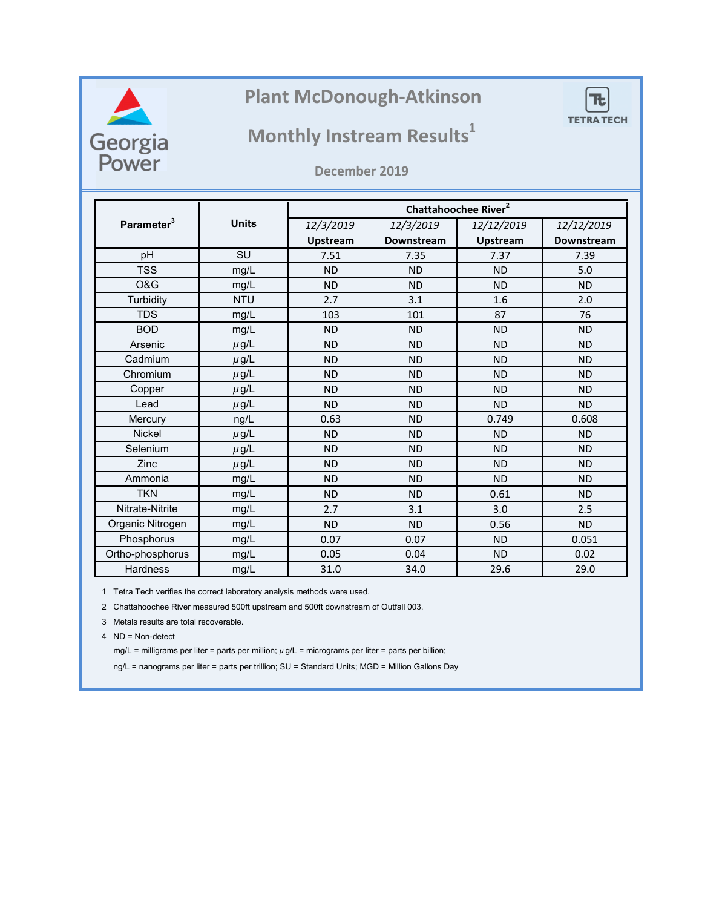# Plant McDonough-Atkinson

## Monthly Instream Results[1]

December 2019

| Parameter[3] | Units | Chattahoochee River[2] | | | |
|---|---|---|---|---|---|
| | | *12/3/2019* | *12/3/2019* | *12/12/2019* | *12/12/2019* |
| | | **Upstream** | **Downstream** | **Upstream** | **Downstream** |
| pH | SU | 7.51 | 7.35 | 7.37 | 7.39 |
| TSS | mg/L | ND | ND | ND | 5.0 |
| O&G | mg/L | ND | ND | ND | ND |
| Turbidity | NTU | 2.7 | 3.1 | 1.6 | 2.0 |
| TDS | mg/L | 103 | 101 | 87 | 76 |
| BOD | mg/L | ND | ND | ND | ND |
| Arsenic | μg/L | ND | ND | ND | ND |
| Cadmium | μg/L | ND | ND | ND | ND |
| Chromium | μg/L | ND | ND | ND | ND |
| Copper | μg/L | ND | ND | ND | ND |
| Lead | μg/L | ND | ND | ND | ND |
| Mercury | ng/L | 0.63 | ND | 0.749 | 0.608 |
| Nickel | μg/L | ND | ND | ND | ND |
| Selenium | μg/L | ND | ND | ND | ND |
| Zinc | μg/L | ND | ND | ND | ND |
| Ammonia | mg/L | ND | ND | ND | ND |
| TKN | mg/L | ND | ND | 0.61 | ND |
| Nitrate-Nitrite | mg/L | 2.7 | 3.1 | 3.0 | 2.5 |
| Organic Nitrogen | mg/L | ND | ND | 0.56 | ND |
| Phosphorus | mg/L | 0.07 | 0.07 | ND | 0.051 |
| Ortho-phosphorus | mg/L | 0.05 | 0.04 | ND | 0.02 |
| Hardness | mg/L | 31.0 | 34.0 | 29.6 | 29.0 |

1 Tetra Tech verifies the correct laboratory analysis methods were used.

2 Chattahoochee River measured 500ft upstream and 500ft downstream of Outfall 003.

3 Metals results are total recoverable.

4 ND = Non-detect

mg/L = milligrams per liter = parts per million; μg/L = micrograms per liter = parts per billion;

ng/L = nanograms per liter = parts per trillion; SU = Standard Units; MGD = Million Gallons Day